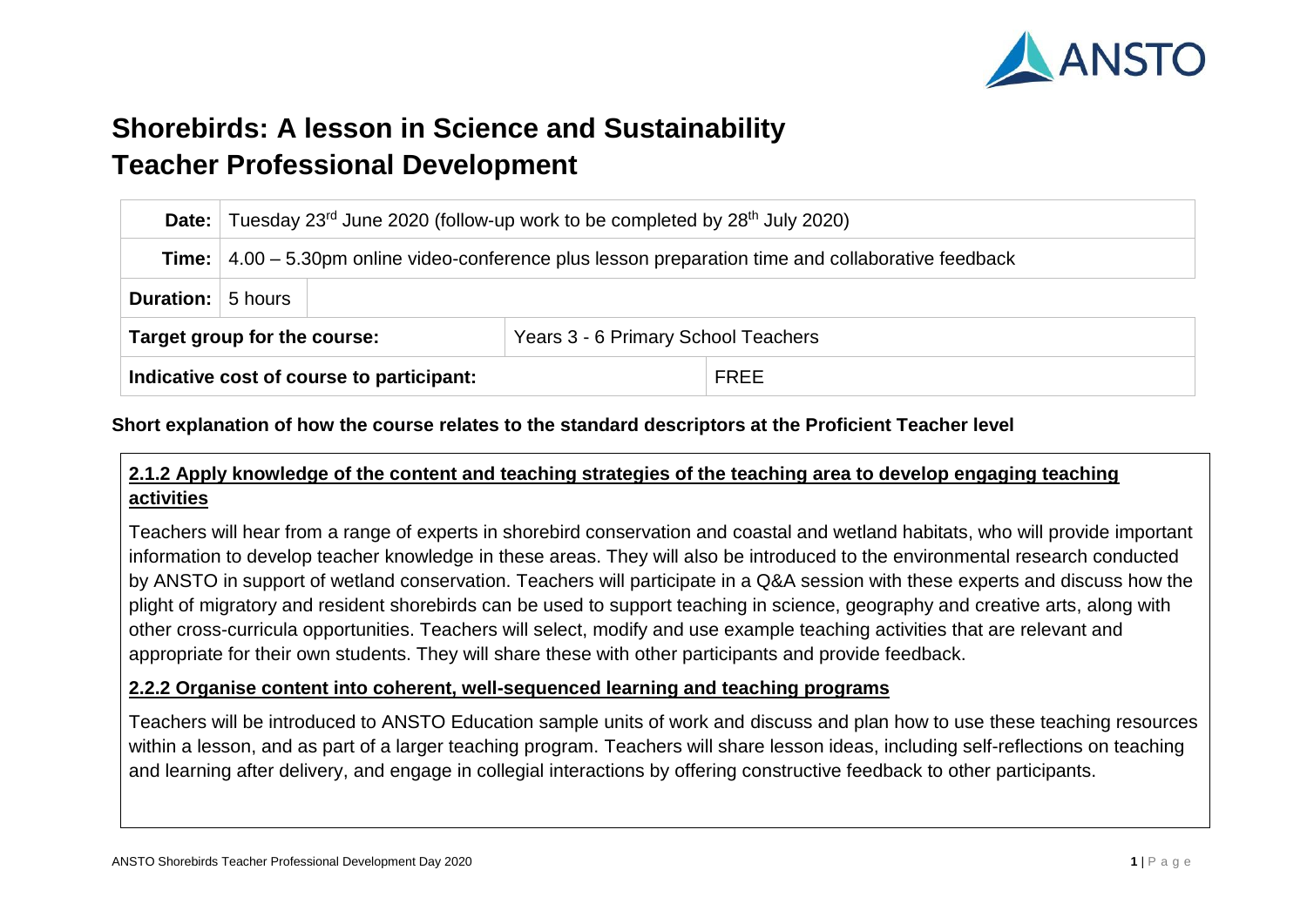# Shorebirds: A lesson in Science and Sustainability
# Teacher Professional Development

| | | | |
|---|---|---|---|
| **Date:** | Tuesday 23rd June 2020 (follow-up work to be completed by 28th July 2020) | | |
| **Time:** | 4.00 – 5.30pm online video-conference plus lesson preparation time and collaborative feedback | | |
| **Duration:** | 5 hours | | |
| **Target group for the course:** | | Years 3 - 6 Primary School Teachers | |
| **Indicative cost of course to participant:** | | | FREE |

**Short explanation of how the course relates to the standard descriptors at the Proficient Teacher level**

**2.1.2 Apply knowledge of the content and teaching strategies of the teaching area to develop engaging teaching activities**

Teachers will hear from a range of experts in shorebird conservation and coastal and wetland habitats, who will provide important information to develop teacher knowledge in these areas. They will also be introduced to the environmental research conducted by ANSTO in support of wetland conservation. Teachers will participate in a Q&A session with these experts and discuss how the plight of migratory and resident shorebirds can be used to support teaching in science, geography and creative arts, along with other cross-curricula opportunities. Teachers will select, modify and use example teaching activities that are relevant and appropriate for their own students. They will share these with other participants and provide feedback.

**2.2.2 Organise content into coherent, well-sequenced learning and teaching programs**

Teachers will be introduced to ANSTO Education sample units of work and discuss and plan how to use these teaching resources within a lesson, and as part of a larger teaching program. Teachers will share lesson ideas, including self-reflections on teaching and learning after delivery, and engage in collegial interactions by offering constructive feedback to other participants.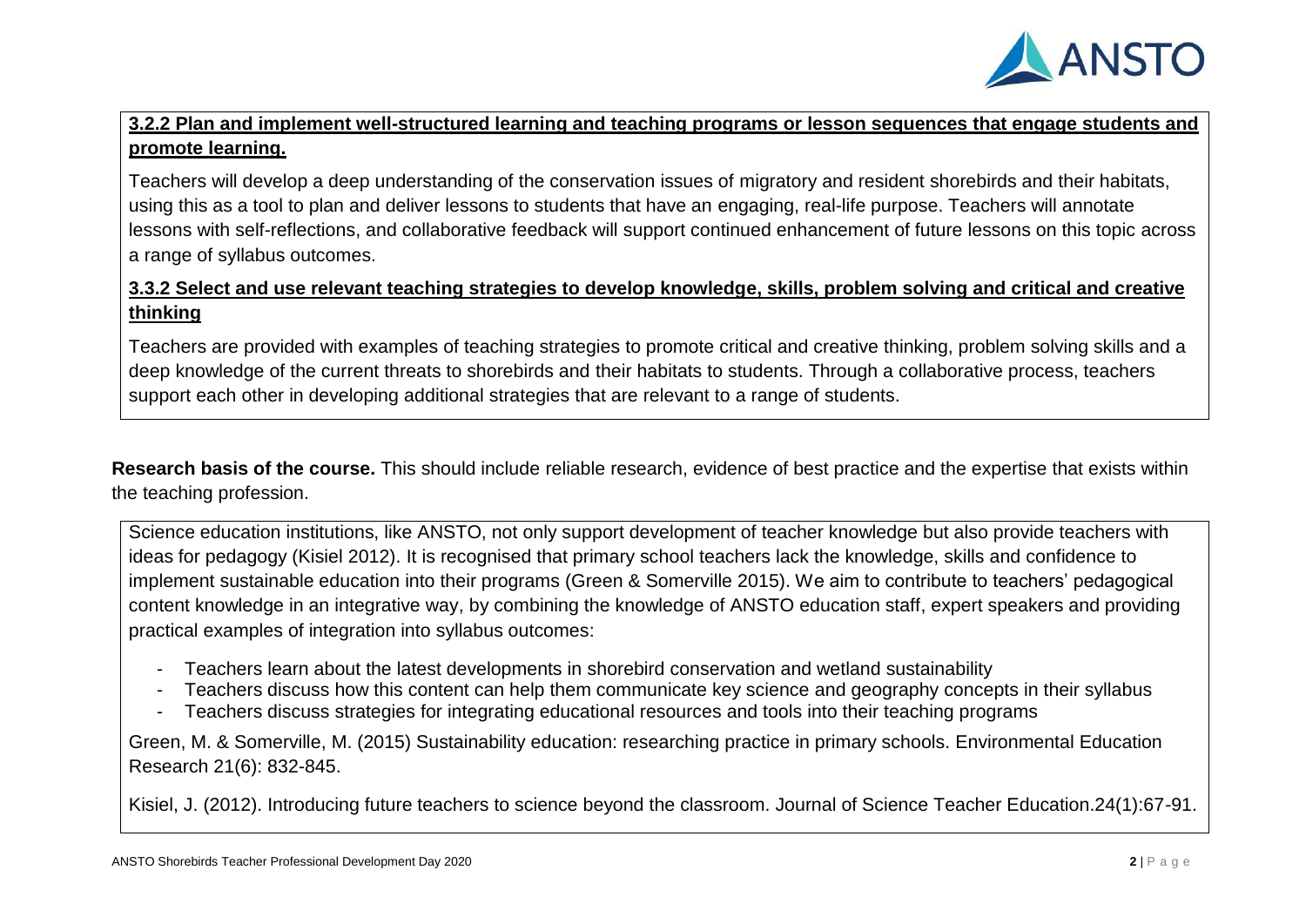**3.2.2 Plan and implement well-structured learning and teaching programs or lesson sequences that engage students and promote learning.**

Teachers will develop a deep understanding of the conservation issues of migratory and resident shorebirds and their habitats, using this as a tool to plan and deliver lessons to students that have an engaging, real-life purpose. Teachers will annotate lessons with self-reflections, and collaborative feedback will support continued enhancement of future lessons on this topic across a range of syllabus outcomes.

**3.3.2 Select and use relevant teaching strategies to develop knowledge, skills, problem solving and critical and creative thinking**

Teachers are provided with examples of teaching strategies to promote critical and creative thinking, problem solving skills and a deep knowledge of the current threats to shorebirds and their habitats to students. Through a collaborative process, teachers support each other in developing additional strategies that are relevant to a range of students.

**Research basis of the course.** This should include reliable research, evidence of best practice and the expertise that exists within the teaching profession.

Science education institutions, like ANSTO, not only support development of teacher knowledge but also provide teachers with ideas for pedagogy (Kisiel 2012). It is recognised that primary school teachers lack the knowledge, skills and confidence to implement sustainable education into their programs (Green & Somerville 2015). We aim to contribute to teachers' pedagogical content knowledge in an integrative way, by combining the knowledge of ANSTO education staff, expert speakers and providing practical examples of integration into syllabus outcomes:

- Teachers learn about the latest developments in shorebird conservation and wetland sustainability
- Teachers discuss how this content can help them communicate key science and geography concepts in their syllabus
- Teachers discuss strategies for integrating educational resources and tools into their teaching programs

Green, M. & Somerville, M. (2015) Sustainability education: researching practice in primary schools. Environmental Education Research 21(6): 832-845.

Kisiel, J. (2012). Introducing future teachers to science beyond the classroom. Journal of Science Teacher Education.24(1):67-91.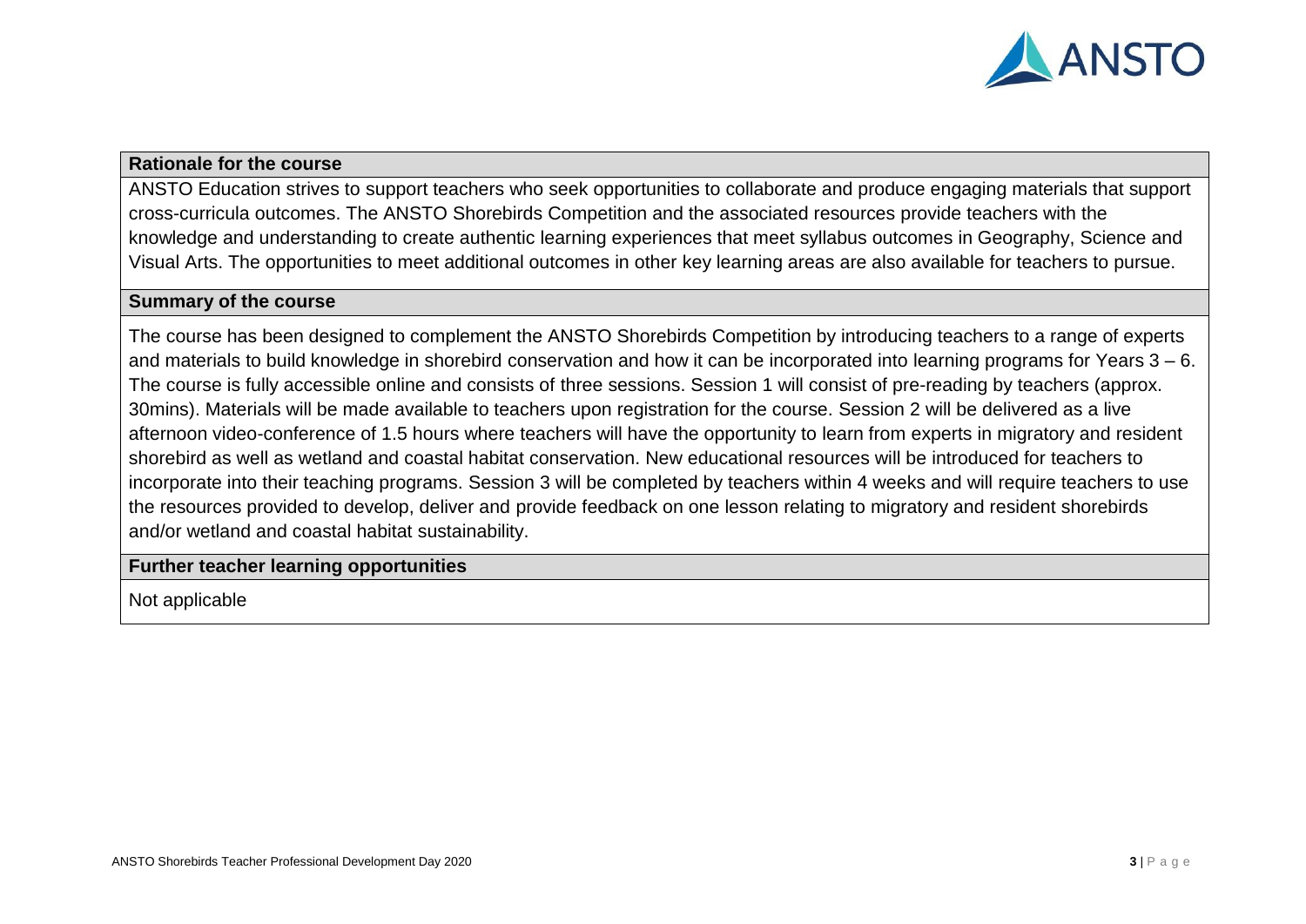## Rationale for the course

ANSTO Education strives to support teachers who seek opportunities to collaborate and produce engaging materials that support cross-curricula outcomes. The ANSTO Shorebirds Competition and the associated resources provide teachers with the knowledge and understanding to create authentic learning experiences that meet syllabus outcomes in Geography, Science and Visual Arts. The opportunities to meet additional outcomes in other key learning areas are also available for teachers to pursue.

## Summary of the course

The course has been designed to complement the ANSTO Shorebirds Competition by introducing teachers to a range of experts and materials to build knowledge in shorebird conservation and how it can be incorporated into learning programs for Years 3 – 6. The course is fully accessible online and consists of three sessions. Session 1 will consist of pre-reading by teachers (approx. 30mins). Materials will be made available to teachers upon registration for the course. Session 2 will be delivered as a live afternoon video-conference of 1.5 hours where teachers will have the opportunity to learn from experts in migratory and resident shorebird as well as wetland and coastal habitat conservation. New educational resources will be introduced for teachers to incorporate into their teaching programs. Session 3 will be completed by teachers within 4 weeks and will require teachers to use the resources provided to develop, deliver and provide feedback on one lesson relating to migratory and resident shorebirds and/or wetland and coastal habitat sustainability.

## Further teacher learning opportunities

Not applicable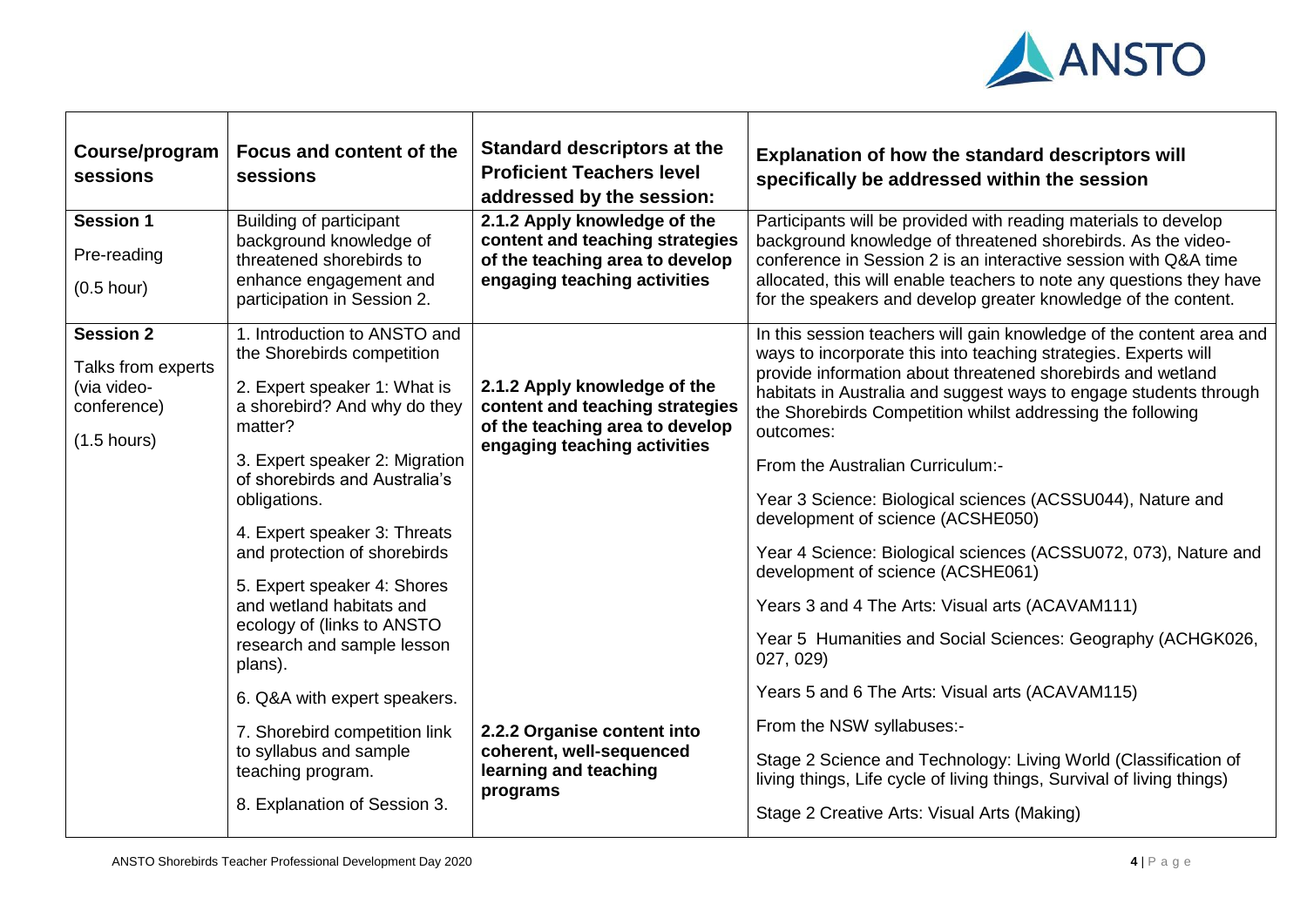| Course/program sessions | Focus and content of the sessions | Standard descriptors at the Proficient Teachers level addressed by the session: | Explanation of how the standard descriptors will specifically be addressed within the session |
|---|---|---|---|
| **Session 1**<br><br>Pre-reading<br><br>(0.5 hour) | Building of participant background knowledge of threatened shorebirds to enhance engagement and participation in Session 2. | **2.1.2 Apply knowledge of the content and teaching strategies of the teaching area to develop engaging teaching activities** | Participants will be provided with reading materials to develop background knowledge of threatened shorebirds. As the video-conference in Session 2 is an interactive session with Q&A time allocated, this will enable teachers to note any questions they have for the speakers and develop greater knowledge of the content. |
| **Session 2**<br><br>Talks from experts (via video-conference)<br><br>(1.5 hours) | 1. Introduction to ANSTO and the Shorebirds competition<br><br>2. Expert speaker 1: What is a shorebird? And why do they matter?<br><br>3. Expert speaker 2: Migration of shorebirds and Australia's obligations.<br><br>4. Expert speaker 3: Threats and protection of shorebirds<br><br>5. Expert speaker 4: Shores and wetland habitats and ecology of (links to ANSTO research and sample lesson plans).<br><br>6. Q&A with expert speakers.<br><br>7. Shorebird competition link to syllabus and sample teaching program.<br><br>8. Explanation of Session 3. | **2.1.2 Apply knowledge of the content and teaching strategies of the teaching area to develop engaging teaching activities**<br><br>**2.2.2 Organise content into coherent, well-sequenced learning and teaching programs** | In this session teachers will gain knowledge of the content area and ways to incorporate this into teaching strategies. Experts will provide information about threatened shorebirds and wetland habitats in Australia and suggest ways to engage students through the Shorebirds Competition whilst addressing the following outcomes:<br><br>From the Australian Curriculum:-<br><br>Year 3 Science: Biological sciences (ACSSU044), Nature and development of science (ACSHE050)<br><br>Year 4 Science: Biological sciences (ACSSU072, 073), Nature and development of science (ACSHE061)<br><br>Years 3 and 4 The Arts: Visual arts (ACAVAM111)<br><br>Year 5 Humanities and Social Sciences: Geography (ACHGK026, 027, 029)<br><br>Years 5 and 6 The Arts: Visual arts (ACAVAM115)<br><br>From the NSW syllabuses:-<br><br>Stage 2 Science and Technology: Living World (Classification of living things, Life cycle of living things, Survival of living things)<br><br>Stage 2 Creative Arts: Visual Arts (Making) |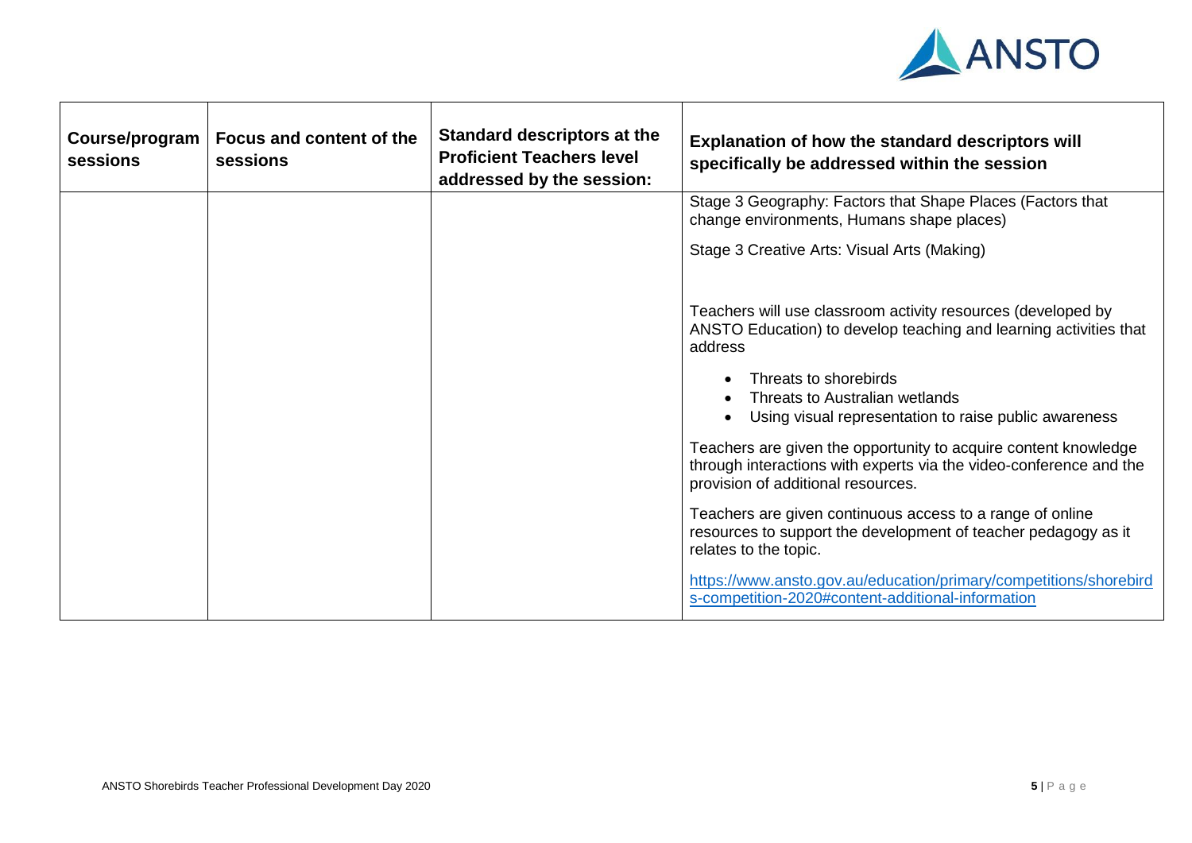| Course/program sessions | Focus and content of the sessions | Standard descriptors at the Proficient Teachers level addressed by the session: | Explanation of how the standard descriptors will specifically be addressed within the session |
|---|---|---|---|
| | | | Stage 3 Geography: Factors that Shape Places (Factors that change environments, Humans shape places)<br><br>Stage 3 Creative Arts: Visual Arts (Making)<br><br>Teachers will use classroom activity resources (developed by ANSTO Education) to develop teaching and learning activities that address<br>• Threats to shorebirds<br>• Threats to Australian wetlands<br>• Using visual representation to raise public awareness<br><br>Teachers are given the opportunity to acquire content knowledge through interactions with experts via the video-conference and the provision of additional resources.<br><br>Teachers are given continuous access to a range of online resources to support the development of teacher pedagogy as it relates to the topic.<br><br>https://www.ansto.gov.au/education/primary/competitions/shorebirds-competition-2020#content-additional-information |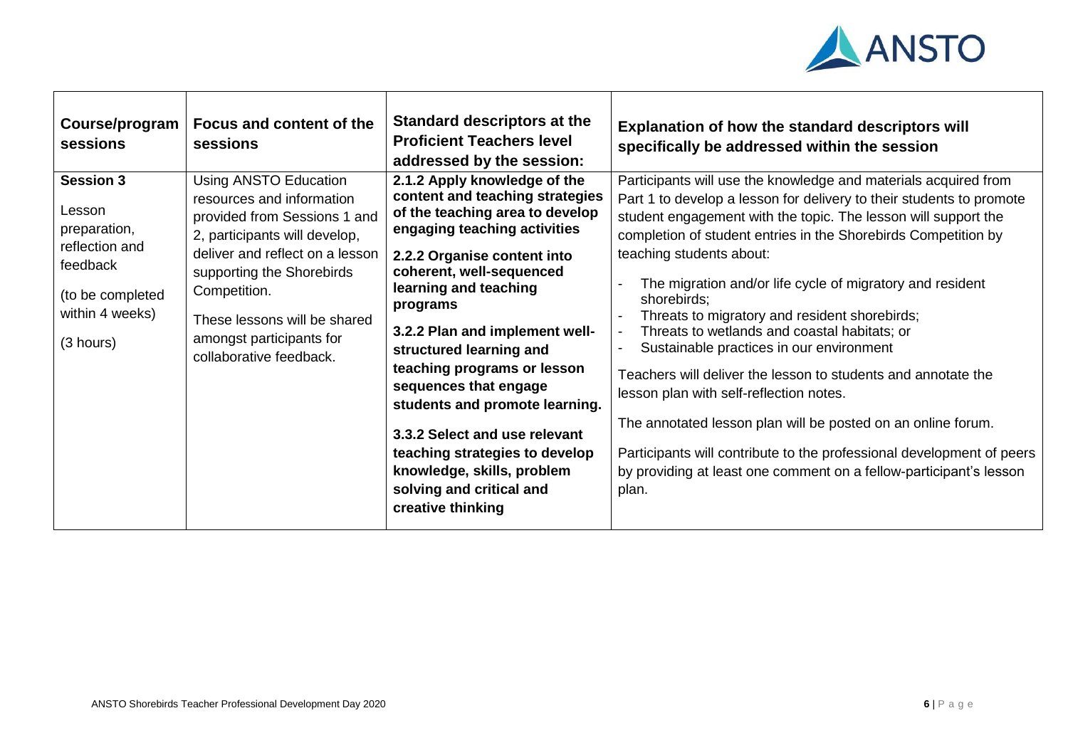| Course/program sessions | Focus and content of the sessions | Standard descriptors at the Proficient Teachers level addressed by the session: | Explanation of how the standard descriptors will specifically be addressed within the session |
|---|---|---|---|
| **Session 3**<br><br>Lesson preparation, reflection and feedback<br><br>(to be completed within 4 weeks)<br><br>(3 hours) | Using ANSTO Education resources and information provided from Sessions 1 and 2, participants will develop, deliver and reflect on a lesson supporting the Shorebirds Competition.<br><br>These lessons will be shared amongst participants for collaborative feedback. | **2.1.2 Apply knowledge of the content and teaching strategies of the teaching area to develop engaging teaching activities**<br><br>**2.2.2 Organise content into coherent, well-sequenced learning and teaching programs**<br><br>**3.2.2 Plan and implement well-structured learning and teaching programs or lesson sequences that engage students and promote learning.**<br><br>**3.3.2 Select and use relevant teaching strategies to develop knowledge, skills, problem solving and critical and creative thinking** | Participants will use the knowledge and materials acquired from Part 1 to develop a lesson for delivery to their students to promote student engagement with the topic. The lesson will support the completion of student entries in the Shorebirds Competition by teaching students about:<br><br>- The migration and/or life cycle of migratory and resident shorebirds;<br>- Threats to migratory and resident shorebirds;<br>- Threats to wetlands and coastal habitats; or<br>- Sustainable practices in our environment<br><br>Teachers will deliver the lesson to students and annotate the lesson plan with self-reflection notes.<br><br>The annotated lesson plan will be posted on an online forum.<br><br>Participants will contribute to the professional development of peers by providing at least one comment on a fellow-participant's lesson plan. |